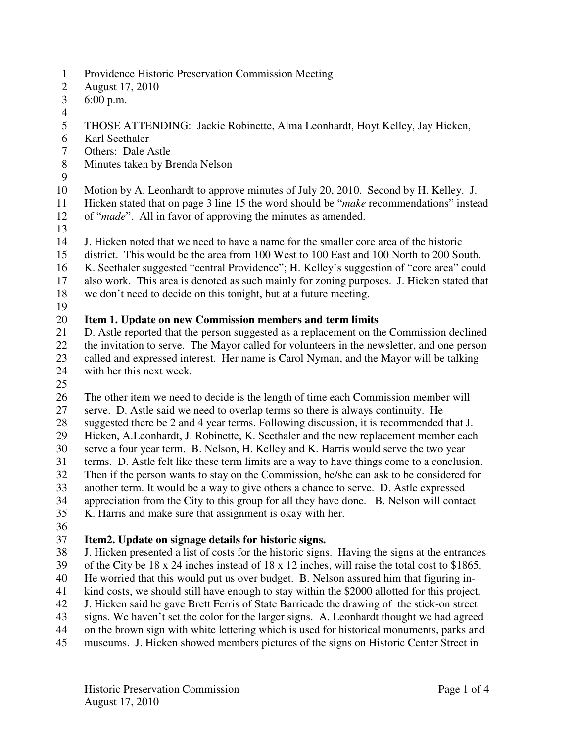Providence Historic Preservation Commission Meeting
August 17, 2010
6:00 p.m.

THOSE ATTENDING: Jackie Robinette, Alma Leonhardt, Hoyt Kelley, Jay Hicken, Karl Seethaler
Others: Dale Astle
Minutes taken by Brenda Nelson

Motion by A. Leonhardt to approve minutes of July 20, 2010. Second by H. Kelley. J. Hicken stated that on page 3 line 15 the word should be "*make* recommendations" instead of "*made*". All in favor of approving the minutes as amended.

J. Hicken noted that we need to have a name for the smaller core area of the historic district. This would be the area from 100 West to 100 East and 100 North to 200 South. K. Seethaler suggested "central Providence"; H. Kelley's suggestion of "core area" could also work. This area is denoted as such mainly for zoning purposes. J. Hicken stated that we don't need to decide on this tonight, but at a future meeting.

**Item 1. Update on new Commission members and term limits**

D. Astle reported that the person suggested as a replacement on the Commission declined the invitation to serve. The Mayor called for volunteers in the newsletter, and one person called and expressed interest. Her name is Carol Nyman, and the Mayor will be talking with her this next week.

The other item we need to decide is the length of time each Commission member will serve. D. Astle said we need to overlap terms so there is always continuity. He suggested there be 2 and 4 year terms. Following discussion, it is recommended that J. Hicken, A.Leonhardt, J. Robinette, K. Seethaler and the new replacement member each serve a four year term. B. Nelson, H. Kelley and K. Harris would serve the two year terms. D. Astle felt like these term limits are a way to have things come to a conclusion. Then if the person wants to stay on the Commission, he/she can ask to be considered for another term. It would be a way to give others a chance to serve. D. Astle expressed appreciation from the City to this group for all they have done. B. Nelson will contact K. Harris and make sure that assignment is okay with her.

**Item2. Update on signage details for historic signs.**

J. Hicken presented a list of costs for the historic signs. Having the signs at the entrances of the City be 18 x 24 inches instead of 18 x 12 inches, will raise the total cost to $1865. He worried that this would put us over budget. B. Nelson assured him that figuring in-kind costs, we should still have enough to stay within the $2000 allotted for this project. J. Hicken said he gave Brett Ferris of State Barricade the drawing of the stick-on street signs. We haven't set the color for the larger signs. A. Leonhardt thought we had agreed on the brown sign with white lettering which is used for historical monuments, parks and museums. J. Hicken showed members pictures of the signs on Historic Center Street in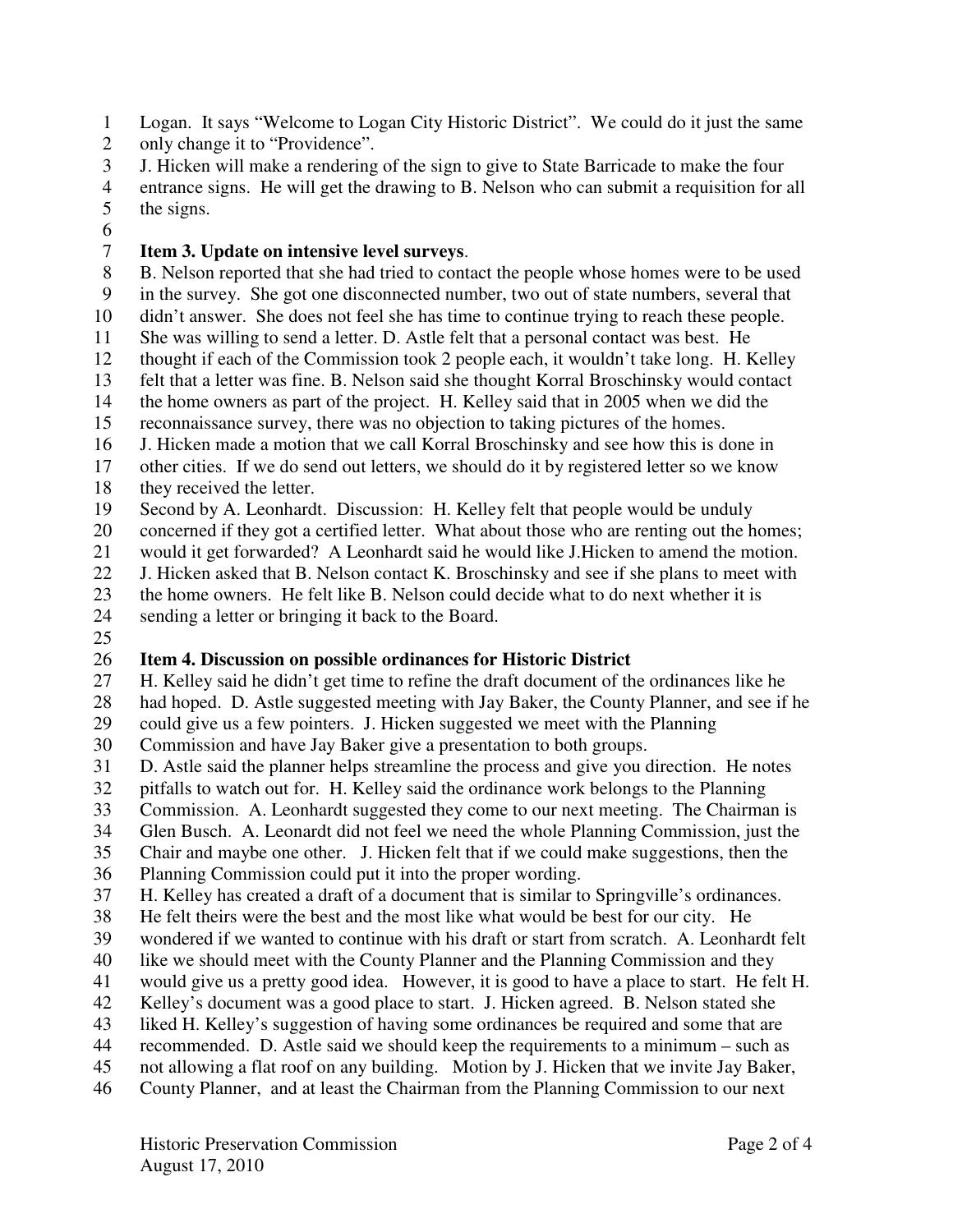Logan. It says "Welcome to Logan City Historic District". We could do it just the same only change it to "Providence".

J. Hicken will make a rendering of the sign to give to State Barricade to make the four entrance signs. He will get the drawing to B. Nelson who can submit a requisition for all the signs.

**Item 3. Update on intensive level surveys**.

B. Nelson reported that she had tried to contact the people whose homes were to be used in the survey. She got one disconnected number, two out of state numbers, several that didn't answer. She does not feel she has time to continue trying to reach these people. She was willing to send a letter. D. Astle felt that a personal contact was best. He thought if each of the Commission took 2 people each, it wouldn't take long. H. Kelley felt that a letter was fine. B. Nelson said she thought Korral Broschinsky would contact the home owners as part of the project. H. Kelley said that in 2005 when we did the reconnaissance survey, there was no objection to taking pictures of the homes.

J. Hicken made a motion that we call Korral Broschinsky and see how this is done in other cities. If we do send out letters, we should do it by registered letter so we know they received the letter.

Second by A. Leonhardt. Discussion: H. Kelley felt that people would be unduly concerned if they got a certified letter. What about those who are renting out the homes; would it get forwarded? A Leonhardt said he would like J.Hicken to amend the motion. J. Hicken asked that B. Nelson contact K. Broschinsky and see if she plans to meet with the home owners. He felt like B. Nelson could decide what to do next whether it is sending a letter or bringing it back to the Board.

**Item 4. Discussion on possible ordinances for Historic District**

H. Kelley said he didn't get time to refine the draft document of the ordinances like he had hoped. D. Astle suggested meeting with Jay Baker, the County Planner, and see if he could give us a few pointers. J. Hicken suggested we meet with the Planning Commission and have Jay Baker give a presentation to both groups.

D. Astle said the planner helps streamline the process and give you direction. He notes pitfalls to watch out for. H. Kelley said the ordinance work belongs to the Planning Commission. A. Leonhardt suggested they come to our next meeting. The Chairman is Glen Busch. A. Leonardt did not feel we need the whole Planning Commission, just the Chair and maybe one other. J. Hicken felt that if we could make suggestions, then the Planning Commission could put it into the proper wording.

H. Kelley has created a draft of a document that is similar to Springville's ordinances. He felt theirs were the best and the most like what would be best for our city. He wondered if we wanted to continue with his draft or start from scratch. A. Leonhardt felt like we should meet with the County Planner and the Planning Commission and they would give us a pretty good idea. However, it is good to have a place to start. He felt H. Kelley's document was a good place to start. J. Hicken agreed. B. Nelson stated she liked H. Kelley's suggestion of having some ordinances be required and some that are recommended. D. Astle said we should keep the requirements to a minimum – such as not allowing a flat roof on any building. Motion by J. Hicken that we invite Jay Baker, County Planner, and at least the Chairman from the Planning Commission to our next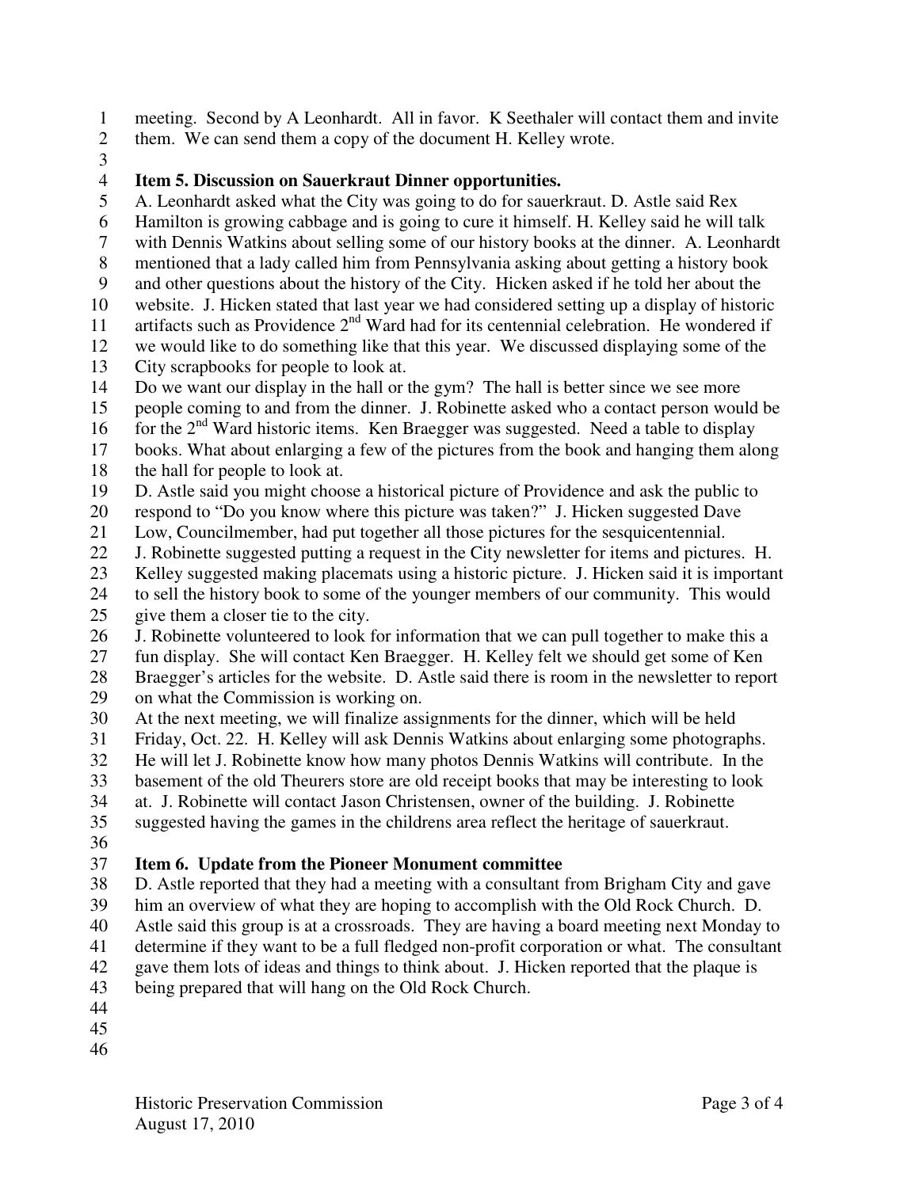meeting. Second by A Leonhardt. All in favor. K Seethaler will contact them and invite them. We can send them a copy of the document H. Kelley wrote.

**Item 5. Discussion on Sauerkraut Dinner opportunities.**

A. Leonhardt asked what the City was going to do for sauerkraut. D. Astle said Rex Hamilton is growing cabbage and is going to cure it himself. H. Kelley said he will talk with Dennis Watkins about selling some of our history books at the dinner. A. Leonhardt mentioned that a lady called him from Pennsylvania asking about getting a history book and other questions about the history of the City. Hicken asked if he told her about the website. J. Hicken stated that last year we had considered setting up a display of historic artifacts such as Providence 2nd Ward had for its centennial celebration. He wondered if we would like to do something like that this year. We discussed displaying some of the City scrapbooks for people to look at.

Do we want our display in the hall or the gym? The hall is better since we see more people coming to and from the dinner. J. Robinette asked who a contact person would be for the 2nd Ward historic items. Ken Braegger was suggested. Need a table to display books. What about enlarging a few of the pictures from the book and hanging them along the hall for people to look at.

D. Astle said you might choose a historical picture of Providence and ask the public to respond to "Do you know where this picture was taken?" J. Hicken suggested Dave Low, Councilmember, had put together all those pictures for the sesquicentennial.

J. Robinette suggested putting a request in the City newsletter for items and pictures. H. Kelley suggested making placemats using a historic picture. J. Hicken said it is important to sell the history book to some of the younger members of our community. This would give them a closer tie to the city.

J. Robinette volunteered to look for information that we can pull together to make this a fun display. She will contact Ken Braegger. H. Kelley felt we should get some of Ken Braegger's articles for the website. D. Astle said there is room in the newsletter to report on what the Commission is working on.

At the next meeting, we will finalize assignments for the dinner, which will be held Friday, Oct. 22. H. Kelley will ask Dennis Watkins about enlarging some photographs. He will let J. Robinette know how many photos Dennis Watkins will contribute. In the basement of the old Theurers store are old receipt books that may be interesting to look at. J. Robinette will contact Jason Christensen, owner of the building. J. Robinette suggested having the games in the childrens area reflect the heritage of sauerkraut.

**Item 6. Update from the Pioneer Monument committee**

D. Astle reported that they had a meeting with a consultant from Brigham City and gave him an overview of what they are hoping to accomplish with the Old Rock Church. D. Astle said this group is at a crossroads. They are having a board meeting next Monday to determine if they want to be a full fledged non-profit corporation or what. The consultant gave them lots of ideas and things to think about. J. Hicken reported that the plaque is being prepared that will hang on the Old Rock Church.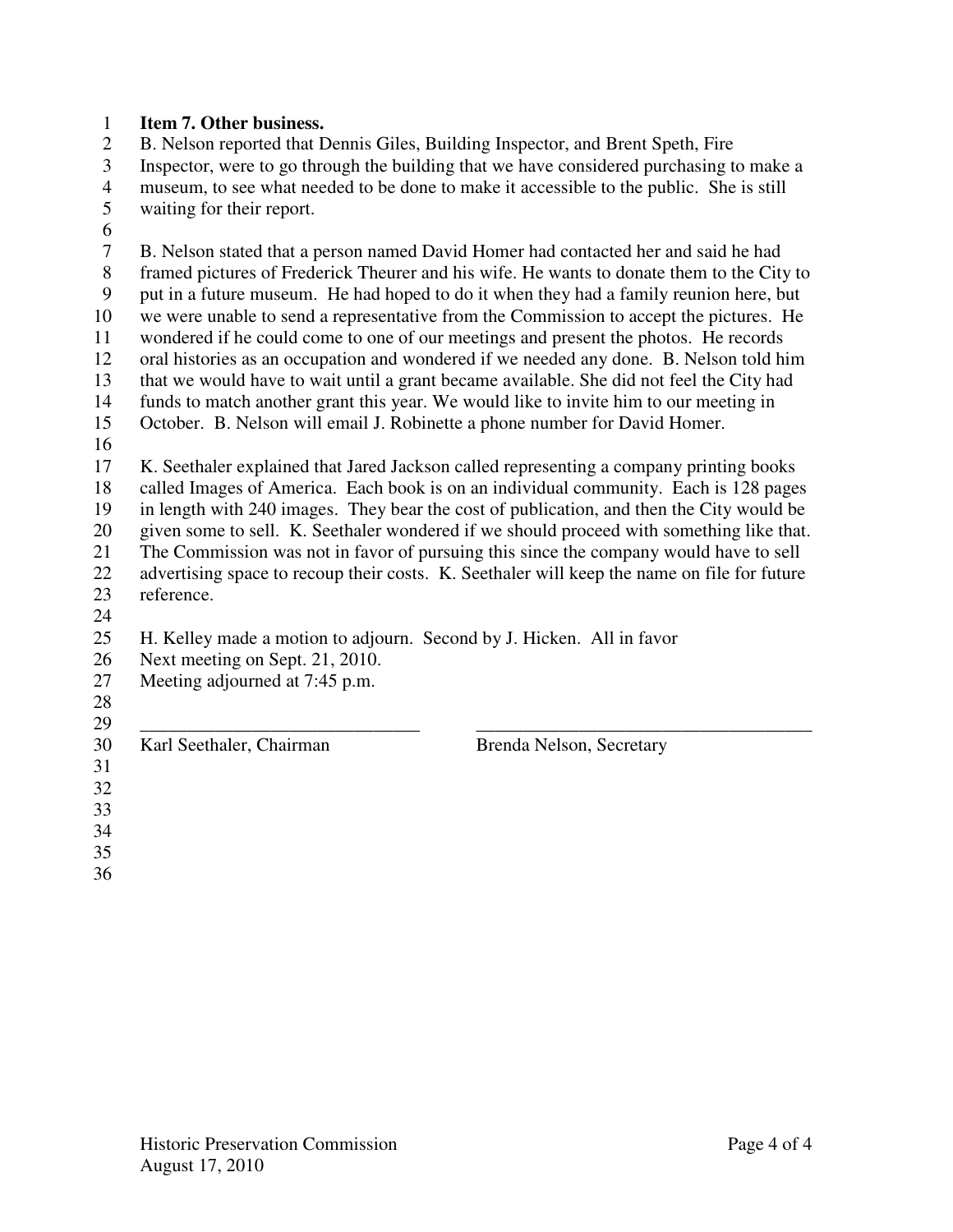**Item 7. Other business.**

B. Nelson reported that Dennis Giles, Building Inspector, and Brent Speth, Fire Inspector, were to go through the building that we have considered purchasing to make a museum, to see what needed to be done to make it accessible to the public. She is still waiting for their report.

B. Nelson stated that a person named David Homer had contacted her and said he had framed pictures of Frederick Theurer and his wife. He wants to donate them to the City to put in a future museum. He had hoped to do it when they had a family reunion here, but we were unable to send a representative from the Commission to accept the pictures. He wondered if he could come to one of our meetings and present the photos. He records oral histories as an occupation and wondered if we needed any done. B. Nelson told him that we would have to wait until a grant became available. She did not feel the City had funds to match another grant this year. We would like to invite him to our meeting in October. B. Nelson will email J. Robinette a phone number for David Homer.

K. Seethaler explained that Jared Jackson called representing a company printing books called Images of America. Each book is on an individual community. Each is 128 pages in length with 240 images. They bear the cost of publication, and then the City would be given some to sell. K. Seethaler wondered if we should proceed with something like that. The Commission was not in favor of pursuing this since the company would have to sell advertising space to recoup their costs. K. Seethaler will keep the name on file for future reference.

H. Kelley made a motion to adjourn. Second by J. Hicken. All in favor
Next meeting on Sept. 21, 2010.
Meeting adjourned at 7:45 p.m.

\_\_\_\_\_\_\_\_\_\_\_\_\_\_\_\_\_\_\_\_\_\_\_\_\_\_\_\_\_\_ \_\_\_\_\_\_\_\_\_\_\_\_\_\_\_\_\_\_\_\_\_\_\_\_\_\_\_\_\_\_\_\_\_\_\_\_
Karl Seethaler, Chairman Brenda Nelson, Secretary